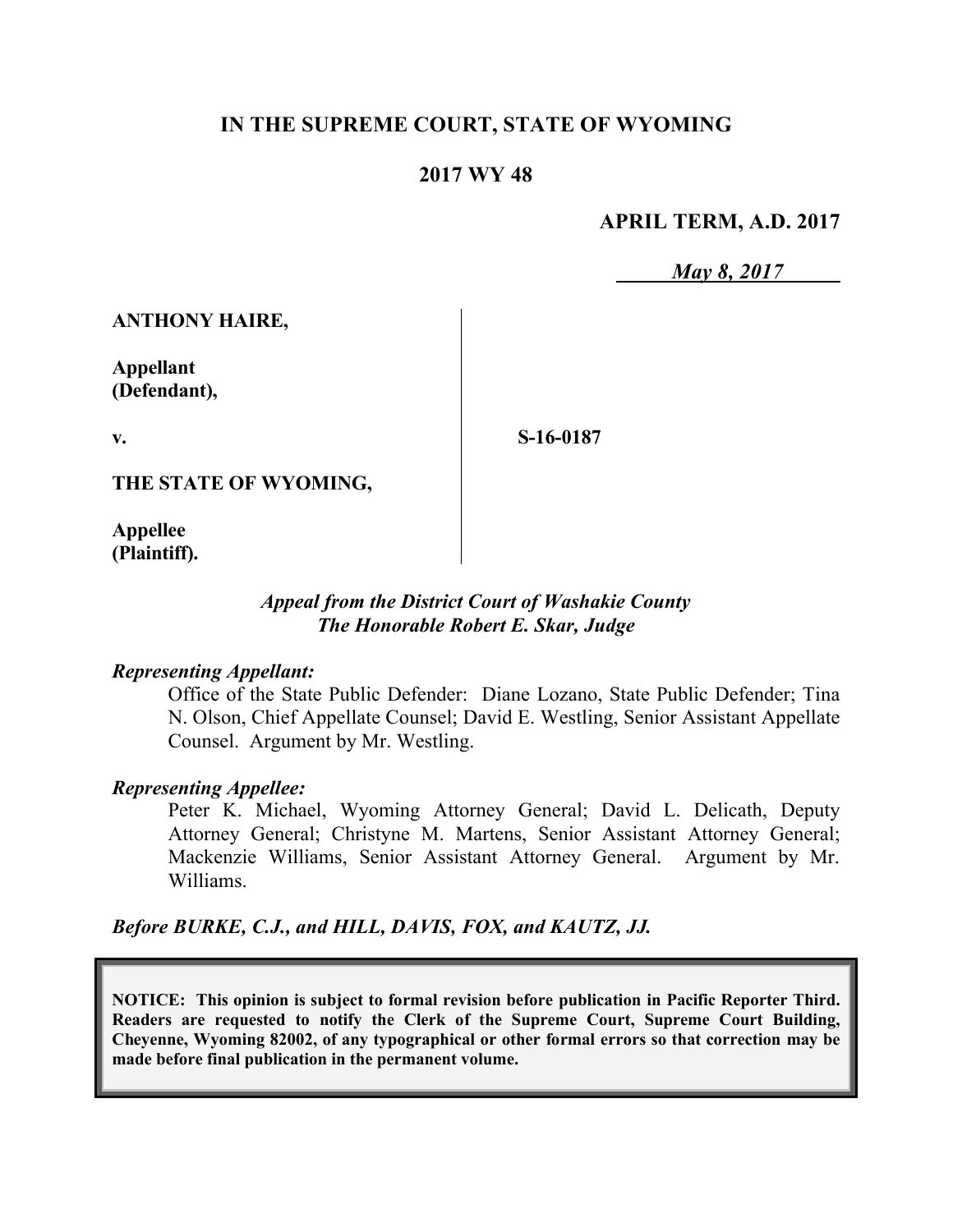# IN THE SUPREME COURT, STATE OF WYOMING

## 2017 WY 48

**APRIL TERM, A.D. 2017**

***May 8, 2017***

**ANTHONY HAIRE,**

**Appellant (Defendant),**

**v.**

**S-16-0187**

**THE STATE OF WYOMING,**

**Appellee (Plaintiff).**

*Appeal from the District Court of Washakie County*
*The Honorable Robert E. Skar, Judge*

***Representing Appellant:***

Office of the State Public Defender: Diane Lozano, State Public Defender; Tina N. Olson, Chief Appellate Counsel; David E. Westling, Senior Assistant Appellate Counsel. Argument by Mr. Westling.

***Representing Appellee:***

Peter K. Michael, Wyoming Attorney General; David L. Delicath, Deputy Attorney General; Christyne M. Martens, Senior Assistant Attorney General; Mackenzie Williams, Senior Assistant Attorney General. Argument by Mr. Williams.

***Before BURKE, C.J., and HILL, DAVIS, FOX, and KAUTZ, JJ.***

**NOTICE: This opinion is subject to formal revision before publication in Pacific Reporter Third. Readers are requested to notify the Clerk of the Supreme Court, Supreme Court Building, Cheyenne, Wyoming 82002, of any typographical or other formal errors so that correction may be made before final publication in the permanent volume.**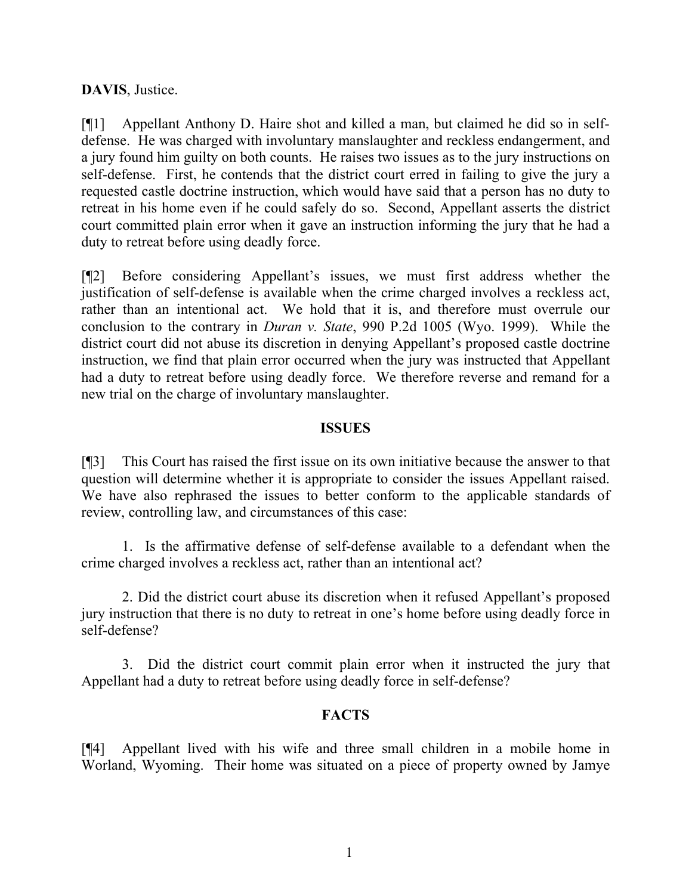**DAVIS**, Justice.

[¶1] Appellant Anthony D. Haire shot and killed a man, but claimed he did so in self-defense. He was charged with involuntary manslaughter and reckless endangerment, and a jury found him guilty on both counts. He raises two issues as to the jury instructions on self-defense. First, he contends that the district court erred in failing to give the jury a requested castle doctrine instruction, which would have said that a person has no duty to retreat in his home even if he could safely do so. Second, Appellant asserts the district court committed plain error when it gave an instruction informing the jury that he had a duty to retreat before using deadly force.

[¶2] Before considering Appellant's issues, we must first address whether the justification of self-defense is available when the crime charged involves a reckless act, rather than an intentional act. We hold that it is, and therefore must overrule our conclusion to the contrary in *Duran v. State*, 990 P.2d 1005 (Wyo. 1999). While the district court did not abuse its discretion in denying Appellant's proposed castle doctrine instruction, we find that plain error occurred when the jury was instructed that Appellant had a duty to retreat before using deadly force. We therefore reverse and remand for a new trial on the charge of involuntary manslaughter.

## ISSUES

[¶3] This Court has raised the first issue on its own initiative because the answer to that question will determine whether it is appropriate to consider the issues Appellant raised. We have also rephrased the issues to better conform to the applicable standards of review, controlling law, and circumstances of this case:

1. Is the affirmative defense of self-defense available to a defendant when the crime charged involves a reckless act, rather than an intentional act?

2. Did the district court abuse its discretion when it refused Appellant's proposed jury instruction that there is no duty to retreat in one's home before using deadly force in self-defense?

3. Did the district court commit plain error when it instructed the jury that Appellant had a duty to retreat before using deadly force in self-defense?

## FACTS

[¶4] Appellant lived with his wife and three small children in a mobile home in Worland, Wyoming. Their home was situated on a piece of property owned by Jamye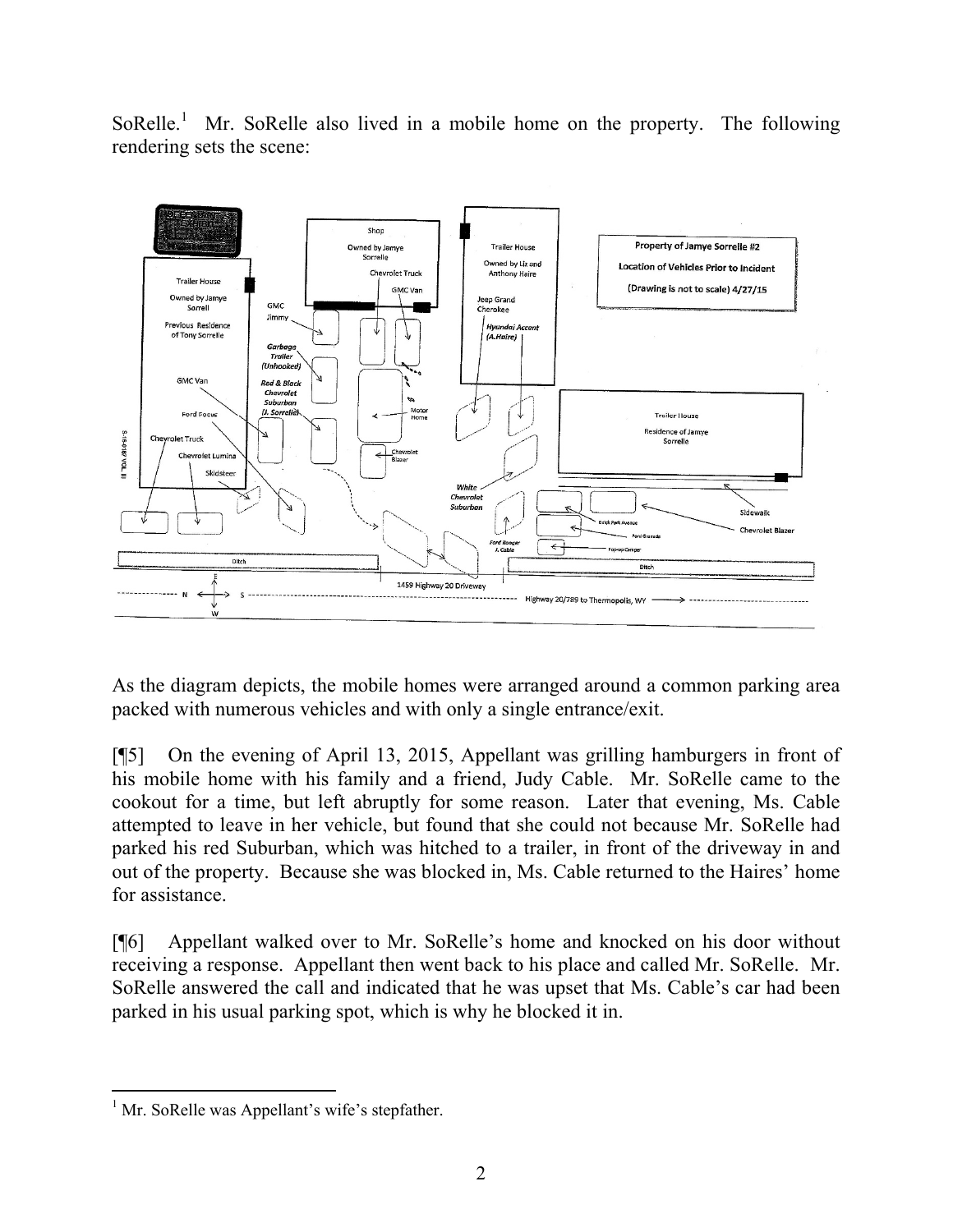SoRelle.[1] Mr. SoRelle also lived in a mobile home on the property. The following rendering sets the scene:

As the diagram depicts, the mobile homes were arranged around a common parking area packed with numerous vehicles and with only a single entrance/exit.

[¶5] On the evening of April 13, 2015, Appellant was grilling hamburgers in front of his mobile home with his family and a friend, Judy Cable. Mr. SoRelle came to the cookout for a time, but left abruptly for some reason. Later that evening, Ms. Cable attempted to leave in her vehicle, but found that she could not because Mr. SoRelle had parked his red Suburban, which was hitched to a trailer, in front of the driveway in and out of the property. Because she was blocked in, Ms. Cable returned to the Haires' home for assistance.

[¶6] Appellant walked over to Mr. SoRelle's home and knocked on his door without receiving a response. Appellant then went back to his place and called Mr. SoRelle. Mr. SoRelle answered the call and indicated that he was upset that Ms. Cable's car had been parked in his usual parking spot, which is why he blocked it in.

---

[1] Mr. SoRelle was Appellant's wife's stepfather.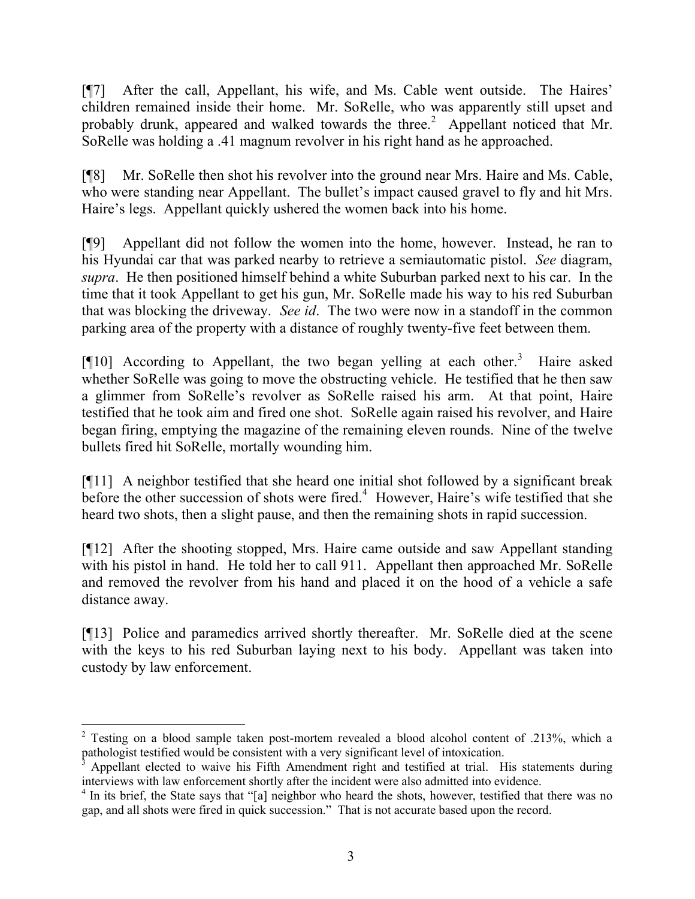[¶7] After the call, Appellant, his wife, and Ms. Cable went outside. The Haires' children remained inside their home. Mr. SoRelle, who was apparently still upset and probably drunk, appeared and walked towards the three.[2] Appellant noticed that Mr. SoRelle was holding a .41 magnum revolver in his right hand as he approached.

[¶8] Mr. SoRelle then shot his revolver into the ground near Mrs. Haire and Ms. Cable, who were standing near Appellant. The bullet's impact caused gravel to fly and hit Mrs. Haire's legs. Appellant quickly ushered the women back into his home.

[¶9] Appellant did not follow the women into the home, however. Instead, he ran to his Hyundai car that was parked nearby to retrieve a semiautomatic pistol. *See* diagram, *supra*. He then positioned himself behind a white Suburban parked next to his car. In the time that it took Appellant to get his gun, Mr. SoRelle made his way to his red Suburban that was blocking the driveway. *See id*. The two were now in a standoff in the common parking area of the property with a distance of roughly twenty-five feet between them.

[¶10] According to Appellant, the two began yelling at each other.[3] Haire asked whether SoRelle was going to move the obstructing vehicle. He testified that he then saw a glimmer from SoRelle's revolver as SoRelle raised his arm. At that point, Haire testified that he took aim and fired one shot. SoRelle again raised his revolver, and Haire began firing, emptying the magazine of the remaining eleven rounds. Nine of the twelve bullets fired hit SoRelle, mortally wounding him.

[¶11] A neighbor testified that she heard one initial shot followed by a significant break before the other succession of shots were fired.[4] However, Haire's wife testified that she heard two shots, then a slight pause, and then the remaining shots in rapid succession.

[¶12] After the shooting stopped, Mrs. Haire came outside and saw Appellant standing with his pistol in hand. He told her to call 911. Appellant then approached Mr. SoRelle and removed the revolver from his hand and placed it on the hood of a vehicle a safe distance away.

[¶13] Police and paramedics arrived shortly thereafter. Mr. SoRelle died at the scene with the keys to his red Suburban laying next to his body. Appellant was taken into custody by law enforcement.

---

[2] Testing on a blood sample taken post-mortem revealed a blood alcohol content of .213%, which a pathologist testified would be consistent with a very significant level of intoxication.

[3] Appellant elected to waive his Fifth Amendment right and testified at trial. His statements during interviews with law enforcement shortly after the incident were also admitted into evidence.

[4] In its brief, the State says that "[a] neighbor who heard the shots, however, testified that there was no gap, and all shots were fired in quick succession." That is not accurate based upon the record.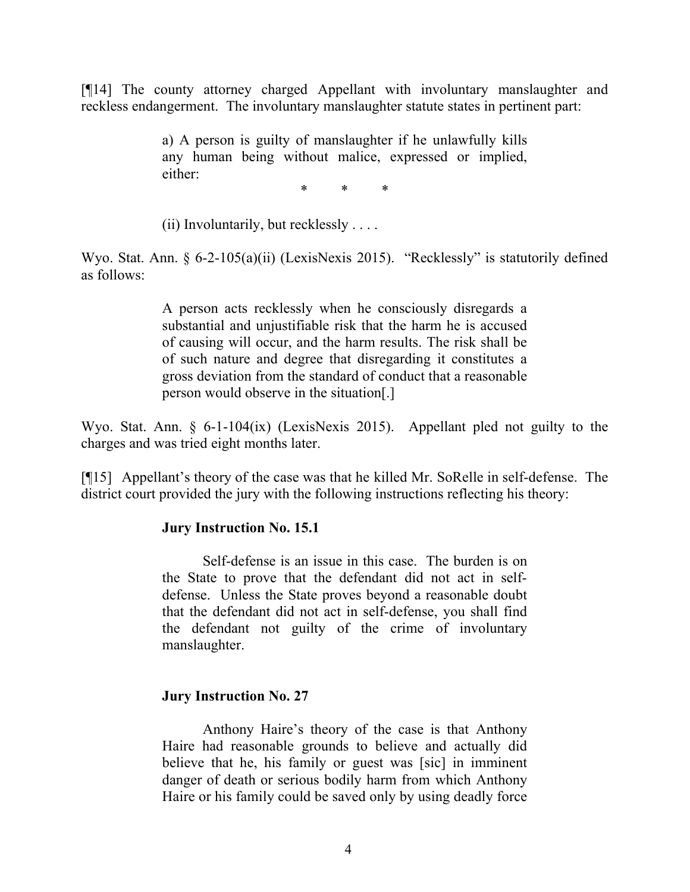[¶14] The county attorney charged Appellant with involuntary manslaughter and reckless endangerment. The involuntary manslaughter statute states in pertinent part:

> a) A person is guilty of manslaughter if he unlawfully kills any human being without malice, expressed or implied, either:
>
> \* \* \*
>
> (ii) Involuntarily, but recklessly . . . .

Wyo. Stat. Ann. § 6-2-105(a)(ii) (LexisNexis 2015). "Recklessly" is statutorily defined as follows:

> A person acts recklessly when he consciously disregards a substantial and unjustifiable risk that the harm he is accused of causing will occur, and the harm results. The risk shall be of such nature and degree that disregarding it constitutes a gross deviation from the standard of conduct that a reasonable person would observe in the situation[.]

Wyo. Stat. Ann. § 6-1-104(ix) (LexisNexis 2015). Appellant pled not guilty to the charges and was tried eight months later.

[¶15] Appellant's theory of the case was that he killed Mr. SoRelle in self-defense. The district court provided the jury with the following instructions reflecting his theory:

> **Jury Instruction No. 15.1**
>
> Self-defense is an issue in this case. The burden is on the State to prove that the defendant did not act in self-defense. Unless the State proves beyond a reasonable doubt that the defendant did not act in self-defense, you shall find the defendant not guilty of the crime of involuntary manslaughter.
>
> **Jury Instruction No. 27**
>
> Anthony Haire's theory of the case is that Anthony Haire had reasonable grounds to believe and actually did believe that he, his family or guest was [sic] in imminent danger of death or serious bodily harm from which Anthony Haire or his family could be saved only by using deadly force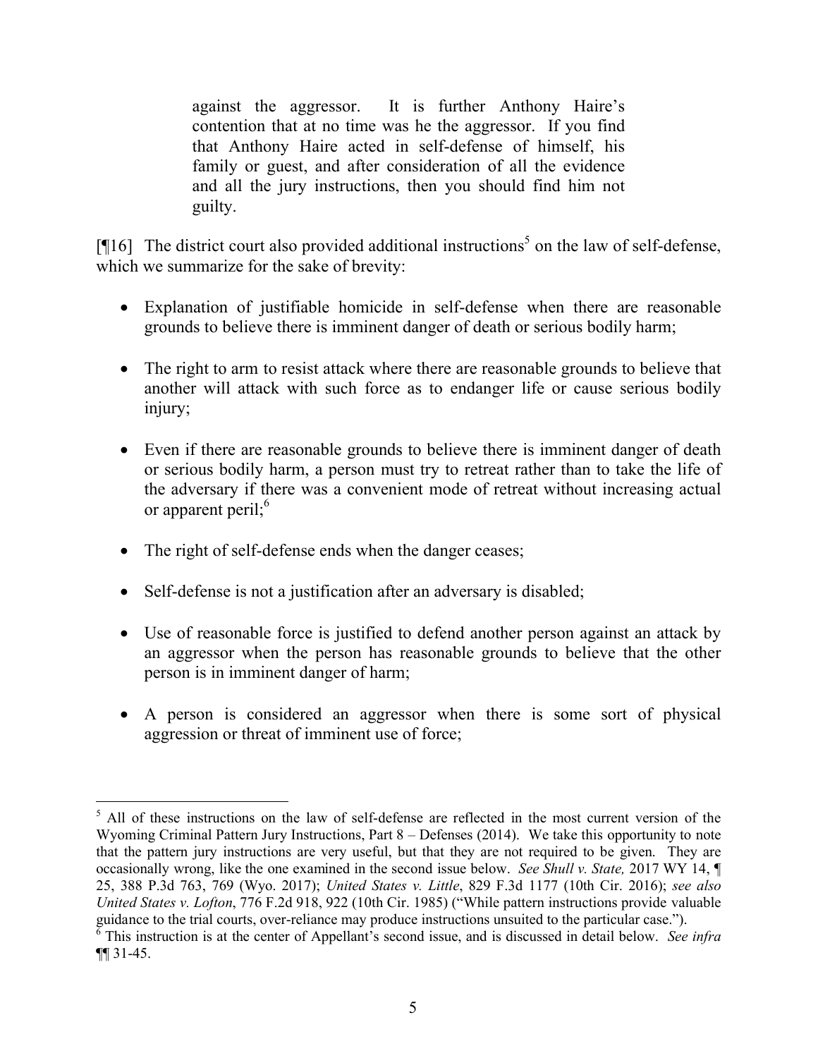> against the aggressor. It is further Anthony Haire's contention that at no time was he the aggressor. If you find that Anthony Haire acted in self-defense of himself, his family or guest, and after consideration of all the evidence and all the jury instructions, then you should find him not guilty.

[¶16] The district court also provided additional instructions[5] on the law of self-defense, which we summarize for the sake of brevity:

- Explanation of justifiable homicide in self-defense when there are reasonable grounds to believe there is imminent danger of death or serious bodily harm;
- The right to arm to resist attack where there are reasonable grounds to believe that another will attack with such force as to endanger life or cause serious bodily injury;
- Even if there are reasonable grounds to believe there is imminent danger of death or serious bodily harm, a person must try to retreat rather than to take the life of the adversary if there was a convenient mode of retreat without increasing actual or apparent peril;[6]
- The right of self-defense ends when the danger ceases;
- Self-defense is not a justification after an adversary is disabled;
- Use of reasonable force is justified to defend another person against an attack by an aggressor when the person has reasonable grounds to believe that the other person is in imminent danger of harm;
- A person is considered an aggressor when there is some sort of physical aggression or threat of imminent use of force;

---

[5] All of these instructions on the law of self-defense are reflected in the most current version of the Wyoming Criminal Pattern Jury Instructions, Part 8 – Defenses (2014). We take this opportunity to note that the pattern jury instructions are very useful, but that they are not required to be given. They are occasionally wrong, like the one examined in the second issue below. *See Shull v. State,* 2017 WY 14, ¶ 25, 388 P.3d 763, 769 (Wyo. 2017); *United States v. Little*, 829 F.3d 1177 (10th Cir. 2016); *see also United States v. Lofton*, 776 F.2d 918, 922 (10th Cir. 1985) ("While pattern instructions provide valuable guidance to the trial courts, over-reliance may produce instructions unsuited to the particular case.").

[6] This instruction is at the center of Appellant's second issue, and is discussed in detail below. *See infra* ¶¶ 31-45.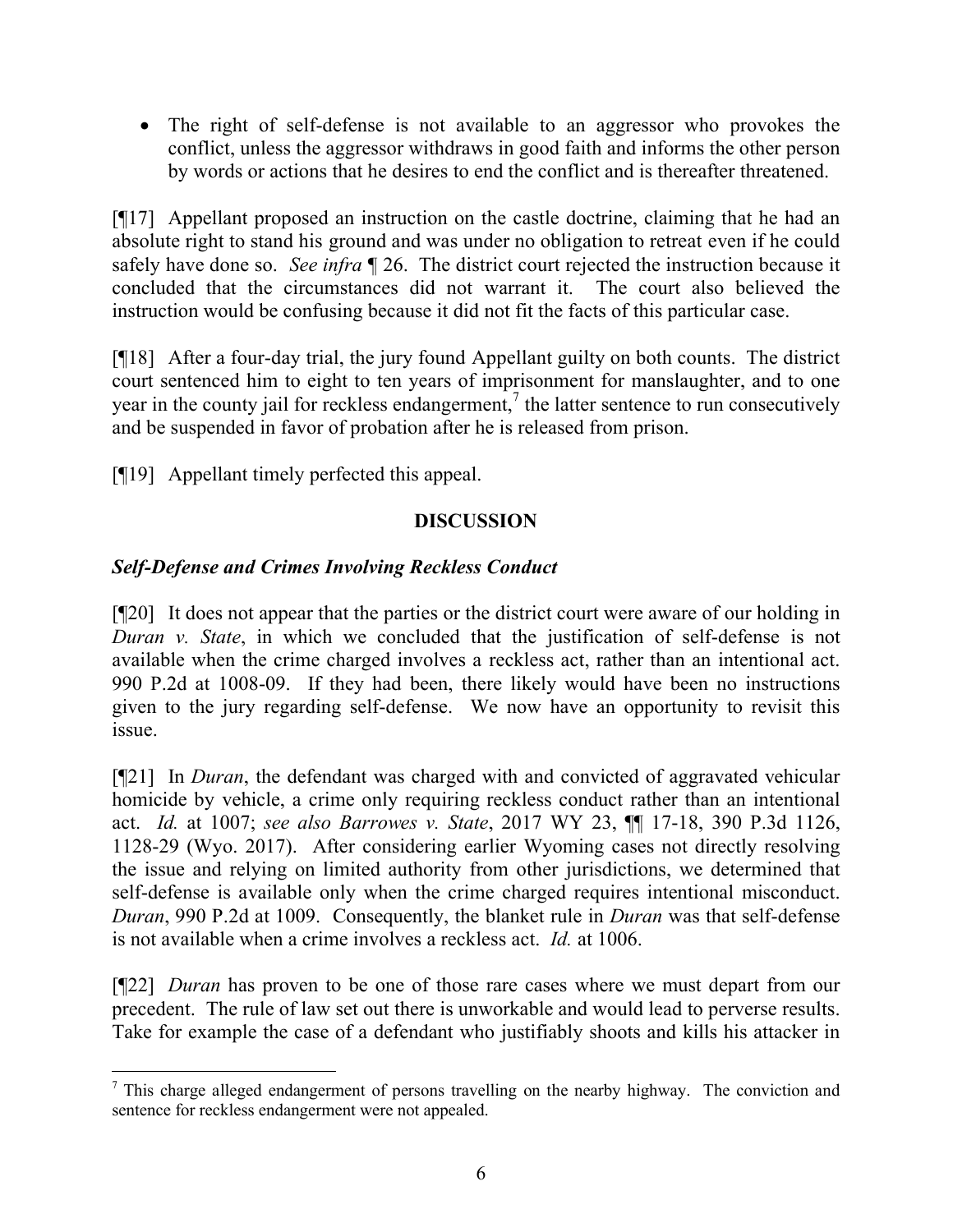- The right of self-defense is not available to an aggressor who provokes the conflict, unless the aggressor withdraws in good faith and informs the other person by words or actions that he desires to end the conflict and is thereafter threatened.

[¶17] Appellant proposed an instruction on the castle doctrine, claiming that he had an absolute right to stand his ground and was under no obligation to retreat even if he could safely have done so. *See infra* ¶ 26. The district court rejected the instruction because it concluded that the circumstances did not warrant it. The court also believed the instruction would be confusing because it did not fit the facts of this particular case.

[¶18] After a four-day trial, the jury found Appellant guilty on both counts. The district court sentenced him to eight to ten years of imprisonment for manslaughter, and to one year in the county jail for reckless endangerment,[7] the latter sentence to run consecutively and be suspended in favor of probation after he is released from prison.

[¶19] Appellant timely perfected this appeal.

## DISCUSSION

### *Self-Defense and Crimes Involving Reckless Conduct*

[¶20] It does not appear that the parties or the district court were aware of our holding in *Duran v. State*, in which we concluded that the justification of self-defense is not available when the crime charged involves a reckless act, rather than an intentional act. 990 P.2d at 1008-09. If they had been, there likely would have been no instructions given to the jury regarding self-defense. We now have an opportunity to revisit this issue.

[¶21] In *Duran*, the defendant was charged with and convicted of aggravated vehicular homicide by vehicle, a crime only requiring reckless conduct rather than an intentional act. *Id.* at 1007; *see also Barrowes v. State*, 2017 WY 23, ¶¶ 17-18, 390 P.3d 1126, 1128-29 (Wyo. 2017). After considering earlier Wyoming cases not directly resolving the issue and relying on limited authority from other jurisdictions, we determined that self-defense is available only when the crime charged requires intentional misconduct. *Duran*, 990 P.2d at 1009. Consequently, the blanket rule in *Duran* was that self-defense is not available when a crime involves a reckless act. *Id.* at 1006.

[¶22] *Duran* has proven to be one of those rare cases where we must depart from our precedent. The rule of law set out there is unworkable and would lead to perverse results. Take for example the case of a defendant who justifiably shoots and kills his attacker in

[7] This charge alleged endangerment of persons travelling on the nearby highway. The conviction and sentence for reckless endangerment were not appealed.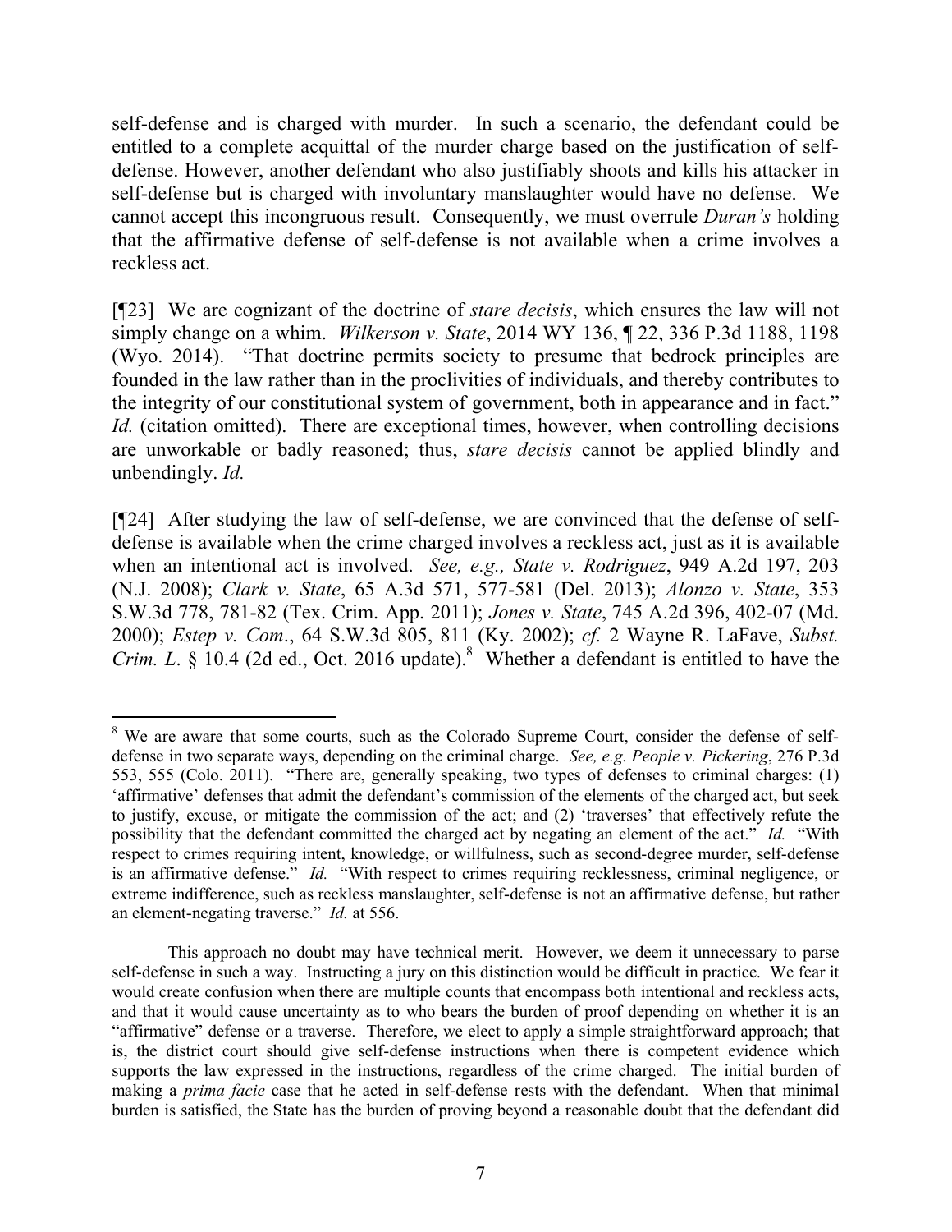self-defense and is charged with murder. In such a scenario, the defendant could be entitled to a complete acquittal of the murder charge based on the justification of self-defense. However, another defendant who also justifiably shoots and kills his attacker in self-defense but is charged with involuntary manslaughter would have no defense. We cannot accept this incongruous result. Consequently, we must overrule *Duran's* holding that the affirmative defense of self-defense is not available when a crime involves a reckless act.

[¶23] We are cognizant of the doctrine of *stare decisis*, which ensures the law will not simply change on a whim. *Wilkerson v. State*, 2014 WY 136, ¶ 22, 336 P.3d 1188, 1198 (Wyo. 2014). "That doctrine permits society to presume that bedrock principles are founded in the law rather than in the proclivities of individuals, and thereby contributes to the integrity of our constitutional system of government, both in appearance and in fact." *Id.* (citation omitted). There are exceptional times, however, when controlling decisions are unworkable or badly reasoned; thus, *stare decisis* cannot be applied blindly and unbendingly. *Id.*

[¶24] After studying the law of self-defense, we are convinced that the defense of self-defense is available when the crime charged involves a reckless act, just as it is available when an intentional act is involved. *See, e.g., State v. Rodriguez*, 949 A.2d 197, 203 (N.J. 2008); *Clark v. State*, 65 A.3d 571, 577-581 (Del. 2013); *Alonzo v. State*, 353 S.W.3d 778, 781-82 (Tex. Crim. App. 2011); *Jones v. State*, 745 A.2d 396, 402-07 (Md. 2000); *Estep v. Com.*, 64 S.W.3d 805, 811 (Ky. 2002); *cf.* 2 Wayne R. LaFave, *Subst. Crim. L.* § 10.4 (2d ed., Oct. 2016 update).[8] Whether a defendant is entitled to have the

---

[8] We are aware that some courts, such as the Colorado Supreme Court, consider the defense of self-defense in two separate ways, depending on the criminal charge. *See, e.g. People v. Pickering*, 276 P.3d 553, 555 (Colo. 2011). "There are, generally speaking, two types of defenses to criminal charges: (1) 'affirmative' defenses that admit the defendant's commission of the elements of the charged act, but seek to justify, excuse, or mitigate the commission of the act; and (2) 'traverses' that effectively refute the possibility that the defendant committed the charged act by negating an element of the act." *Id.* "With respect to crimes requiring intent, knowledge, or willfulness, such as second-degree murder, self-defense is an affirmative defense." *Id.* "With respect to crimes requiring recklessness, criminal negligence, or extreme indifference, such as reckless manslaughter, self-defense is not an affirmative defense, but rather an element-negating traverse." *Id.* at 556.

This approach no doubt may have technical merit. However, we deem it unnecessary to parse self-defense in such a way. Instructing a jury on this distinction would be difficult in practice. We fear it would create confusion when there are multiple counts that encompass both intentional and reckless acts, and that it would cause uncertainty as to who bears the burden of proof depending on whether it is an "affirmative" defense or a traverse. Therefore, we elect to apply a simple straightforward approach; that is, the district court should give self-defense instructions when there is competent evidence which supports the law expressed in the instructions, regardless of the crime charged. The initial burden of making a *prima facie* case that he acted in self-defense rests with the defendant. When that minimal burden is satisfied, the State has the burden of proving beyond a reasonable doubt that the defendant did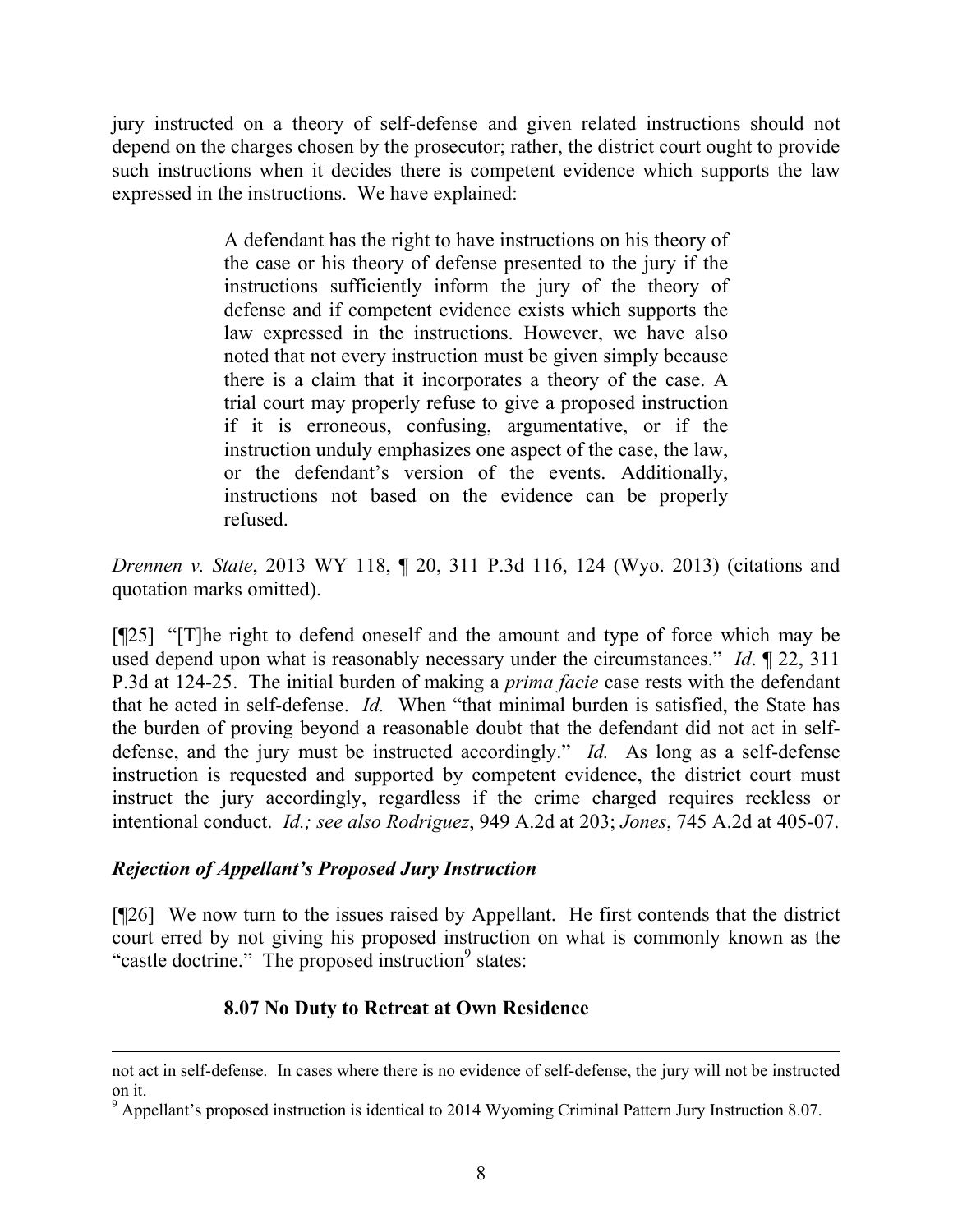jury instructed on a theory of self-defense and given related instructions should not depend on the charges chosen by the prosecutor; rather, the district court ought to provide such instructions when it decides there is competent evidence which supports the law expressed in the instructions. We have explained:

> A defendant has the right to have instructions on his theory of the case or his theory of defense presented to the jury if the instructions sufficiently inform the jury of the theory of defense and if competent evidence exists which supports the law expressed in the instructions. However, we have also noted that not every instruction must be given simply because there is a claim that it incorporates a theory of the case. A trial court may properly refuse to give a proposed instruction if it is erroneous, confusing, argumentative, or if the instruction unduly emphasizes one aspect of the case, the law, or the defendant's version of the events. Additionally, instructions not based on the evidence can be properly refused.

*Drennen v. State*, 2013 WY 118, ¶ 20, 311 P.3d 116, 124 (Wyo. 2013) (citations and quotation marks omitted).

[¶25] "[T]he right to defend oneself and the amount and type of force which may be used depend upon what is reasonably necessary under the circumstances." *Id*. ¶ 22, 311 P.3d at 124-25. The initial burden of making a *prima facie* case rests with the defendant that he acted in self-defense. *Id.* When "that minimal burden is satisfied, the State has the burden of proving beyond a reasonable doubt that the defendant did not act in self-defense, and the jury must be instructed accordingly." *Id.* As long as a self-defense instruction is requested and supported by competent evidence, the district court must instruct the jury accordingly, regardless if the crime charged requires reckless or intentional conduct. *Id.; see also Rodriguez*, 949 A.2d at 203; *Jones*, 745 A.2d at 405-07.

### *Rejection of Appellant's Proposed Jury Instruction*

[¶26] We now turn to the issues raised by Appellant. He first contends that the district court erred by not giving his proposed instruction on what is commonly known as the "castle doctrine." The proposed instruction[9] states:

**8.07 No Duty to Retreat at Own Residence**

---

not act in self-defense. In cases where there is no evidence of self-defense, the jury will not be instructed on it.

[9] Appellant's proposed instruction is identical to 2014 Wyoming Criminal Pattern Jury Instruction 8.07.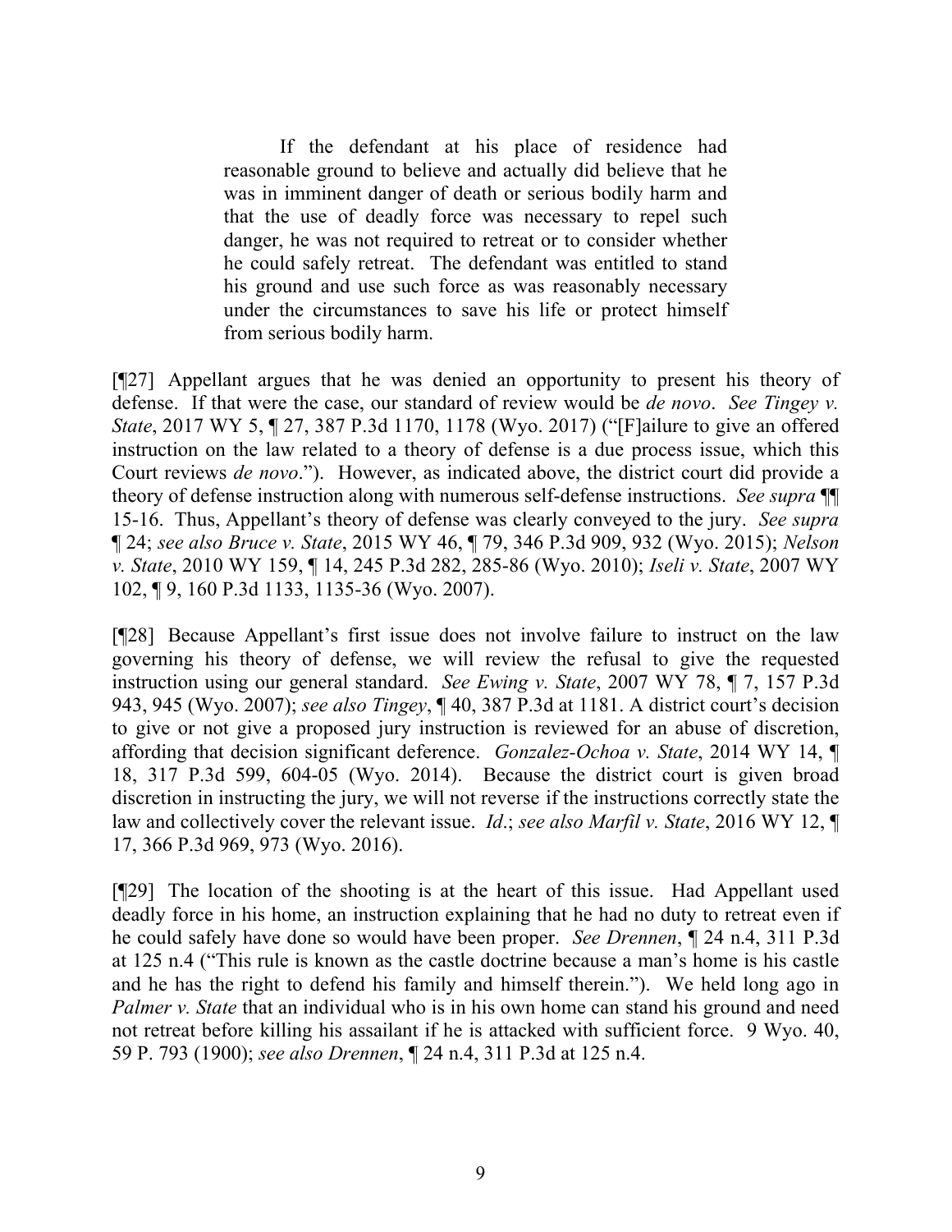> If the defendant at his place of residence had reasonable ground to believe and actually did believe that he was in imminent danger of death or serious bodily harm and that the use of deadly force was necessary to repel such danger, he was not required to retreat or to consider whether he could safely retreat. The defendant was entitled to stand his ground and use such force as was reasonably necessary under the circumstances to save his life or protect himself from serious bodily harm.

[¶27] Appellant argues that he was denied an opportunity to present his theory of defense. If that were the case, our standard of review would be *de novo*. *See Tingey v. State*, 2017 WY 5, ¶ 27, 387 P.3d 1170, 1178 (Wyo. 2017) ("[F]ailure to give an offered instruction on the law related to a theory of defense is a due process issue, which this Court reviews *de novo*."). However, as indicated above, the district court did provide a theory of defense instruction along with numerous self-defense instructions. *See supra* ¶¶ 15-16. Thus, Appellant's theory of defense was clearly conveyed to the jury. *See supra* ¶ 24; *see also Bruce v. State*, 2015 WY 46, ¶ 79, 346 P.3d 909, 932 (Wyo. 2015); *Nelson v. State*, 2010 WY 159, ¶ 14, 245 P.3d 282, 285-86 (Wyo. 2010); *Iseli v. State*, 2007 WY 102, ¶ 9, 160 P.3d 1133, 1135-36 (Wyo. 2007).

[¶28] Because Appellant's first issue does not involve failure to instruct on the law governing his theory of defense, we will review the refusal to give the requested instruction using our general standard. *See Ewing v. State*, 2007 WY 78, ¶ 7, 157 P.3d 943, 945 (Wyo. 2007); *see also Tingey*, ¶ 40, 387 P.3d at 1181. A district court's decision to give or not give a proposed jury instruction is reviewed for an abuse of discretion, affording that decision significant deference. *Gonzalez-Ochoa v. State*, 2014 WY 14, ¶ 18, 317 P.3d 599, 604-05 (Wyo. 2014). Because the district court is given broad discretion in instructing the jury, we will not reverse if the instructions correctly state the law and collectively cover the relevant issue. *Id*.; *see also Marfil v. State*, 2016 WY 12, ¶ 17, 366 P.3d 969, 973 (Wyo. 2016).

[¶29] The location of the shooting is at the heart of this issue. Had Appellant used deadly force in his home, an instruction explaining that he had no duty to retreat even if he could safely have done so would have been proper. *See Drennen*, ¶ 24 n.4, 311 P.3d at 125 n.4 ("This rule is known as the castle doctrine because a man's home is his castle and he has the right to defend his family and himself therein."). We held long ago in *Palmer v. State* that an individual who is in his own home can stand his ground and need not retreat before killing his assailant if he is attacked with sufficient force. 9 Wyo. 40, 59 P. 793 (1900); *see also Drennen*, ¶ 24 n.4, 311 P.3d at 125 n.4.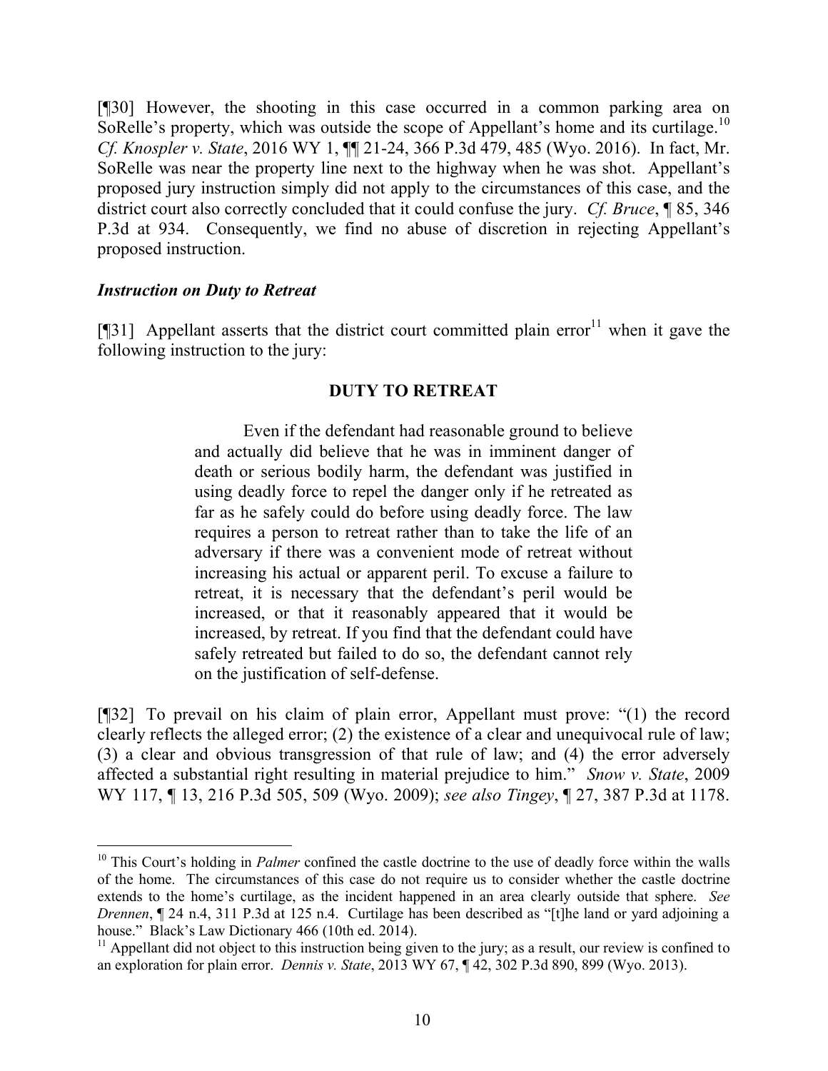[¶30] However, the shooting in this case occurred in a common parking area on SoRelle's property, which was outside the scope of Appellant's home and its curtilage.[10] *Cf. Knospler v. State*, 2016 WY 1, ¶¶ 21-24, 366 P.3d 479, 485 (Wyo. 2016). In fact, Mr. SoRelle was near the property line next to the highway when he was shot. Appellant's proposed jury instruction simply did not apply to the circumstances of this case, and the district court also correctly concluded that it could confuse the jury. *Cf. Bruce*, ¶ 85, 346 P.3d at 934. Consequently, we find no abuse of discretion in rejecting Appellant's proposed instruction.

### *Instruction on Duty to Retreat*

[¶31] Appellant asserts that the district court committed plain error[11] when it gave the following instruction to the jury:

> **DUTY TO RETREAT**
>
> Even if the defendant had reasonable ground to believe and actually did believe that he was in imminent danger of death or serious bodily harm, the defendant was justified in using deadly force to repel the danger only if he retreated as far as he safely could do before using deadly force. The law requires a person to retreat rather than to take the life of an adversary if there was a convenient mode of retreat without increasing his actual or apparent peril. To excuse a failure to retreat, it is necessary that the defendant's peril would be increased, or that it reasonably appeared that it would be increased, by retreat. If you find that the defendant could have safely retreated but failed to do so, the defendant cannot rely on the justification of self-defense.

[¶32] To prevail on his claim of plain error, Appellant must prove: "(1) the record clearly reflects the alleged error; (2) the existence of a clear and unequivocal rule of law; (3) a clear and obvious transgression of that rule of law; and (4) the error adversely affected a substantial right resulting in material prejudice to him." *Snow v. State*, 2009 WY 117, ¶ 13, 216 P.3d 505, 509 (Wyo. 2009); *see also Tingey*, ¶ 27, 387 P.3d at 1178.

---

[10] This Court's holding in *Palmer* confined the castle doctrine to the use of deadly force within the walls of the home. The circumstances of this case do not require us to consider whether the castle doctrine extends to the home's curtilage, as the incident happened in an area clearly outside that sphere. *See Drennen*, ¶ 24 n.4, 311 P.3d at 125 n.4. Curtilage has been described as "[t]he land or yard adjoining a house." Black's Law Dictionary 466 (10th ed. 2014).

[11] Appellant did not object to this instruction being given to the jury; as a result, our review is confined to an exploration for plain error. *Dennis v. State*, 2013 WY 67, ¶ 42, 302 P.3d 890, 899 (Wyo. 2013).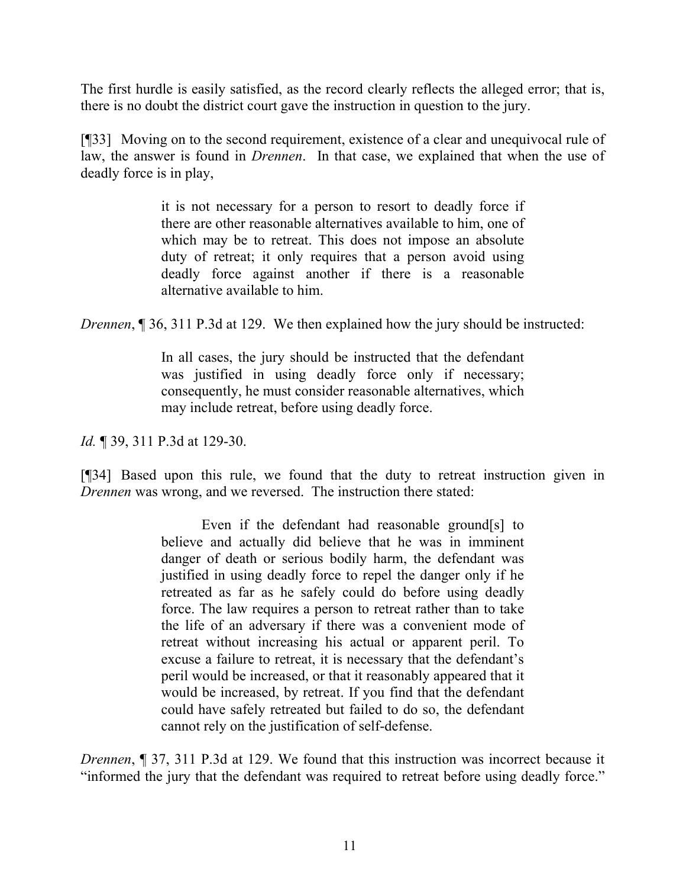The first hurdle is easily satisfied, as the record clearly reflects the alleged error; that is, there is no doubt the district court gave the instruction in question to the jury.

[¶33] Moving on to the second requirement, existence of a clear and unequivocal rule of law, the answer is found in *Drennen*. In that case, we explained that when the use of deadly force is in play,

> it is not necessary for a person to resort to deadly force if there are other reasonable alternatives available to him, one of which may be to retreat. This does not impose an absolute duty of retreat; it only requires that a person avoid using deadly force against another if there is a reasonable alternative available to him.

*Drennen*, ¶ 36, 311 P.3d at 129. We then explained how the jury should be instructed:

> In all cases, the jury should be instructed that the defendant was justified in using deadly force only if necessary; consequently, he must consider reasonable alternatives, which may include retreat, before using deadly force.

*Id.* ¶ 39, 311 P.3d at 129-30.

[¶34] Based upon this rule, we found that the duty to retreat instruction given in *Drennen* was wrong, and we reversed. The instruction there stated:

> Even if the defendant had reasonable ground[s] to believe and actually did believe that he was in imminent danger of death or serious bodily harm, the defendant was justified in using deadly force to repel the danger only if he retreated as far as he safely could do before using deadly force. The law requires a person to retreat rather than to take the life of an adversary if there was a convenient mode of retreat without increasing his actual or apparent peril. To excuse a failure to retreat, it is necessary that the defendant's peril would be increased, or that it reasonably appeared that it would be increased, by retreat. If you find that the defendant could have safely retreated but failed to do so, the defendant cannot rely on the justification of self-defense.

*Drennen*, ¶ 37, 311 P.3d at 129. We found that this instruction was incorrect because it "informed the jury that the defendant was required to retreat before using deadly force."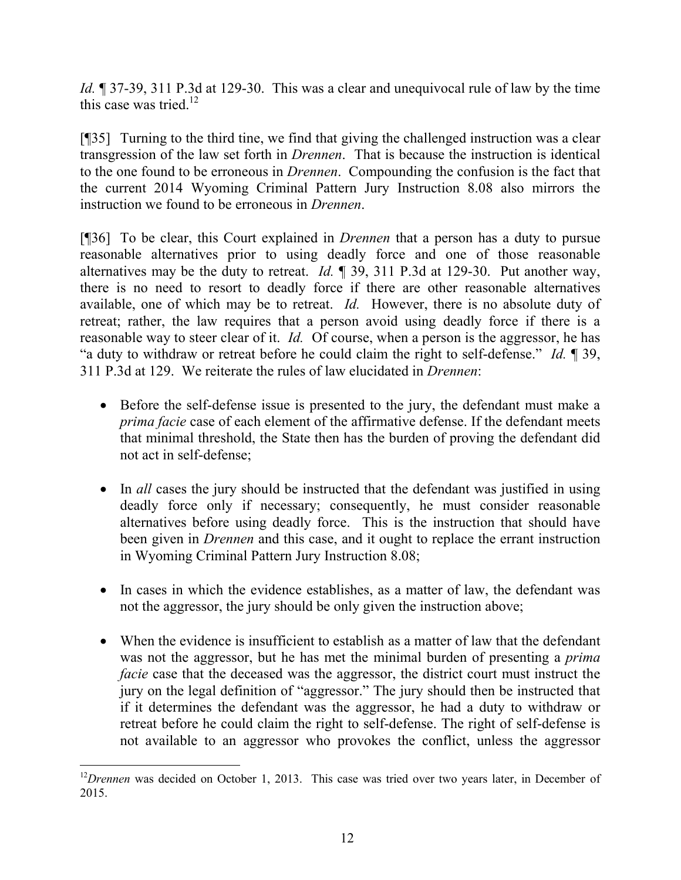*Id.* ¶ 37-39, 311 P.3d at 129-30. This was a clear and unequivocal rule of law by the time this case was tried.[12]

[¶35] Turning to the third tine, we find that giving the challenged instruction was a clear transgression of the law set forth in *Drennen*. That is because the instruction is identical to the one found to be erroneous in *Drennen*. Compounding the confusion is the fact that the current 2014 Wyoming Criminal Pattern Jury Instruction 8.08 also mirrors the instruction we found to be erroneous in *Drennen*.

[¶36] To be clear, this Court explained in *Drennen* that a person has a duty to pursue reasonable alternatives prior to using deadly force and one of those reasonable alternatives may be the duty to retreat. *Id.* ¶ 39, 311 P.3d at 129-30. Put another way, there is no need to resort to deadly force if there are other reasonable alternatives available, one of which may be to retreat. *Id.* However, there is no absolute duty of retreat; rather, the law requires that a person avoid using deadly force if there is a reasonable way to steer clear of it. *Id.* Of course, when a person is the aggressor, he has "a duty to withdraw or retreat before he could claim the right to self-defense." *Id.* ¶ 39, 311 P.3d at 129. We reiterate the rules of law elucidated in *Drennen*:

- Before the self-defense issue is presented to the jury, the defendant must make a *prima facie* case of each element of the affirmative defense. If the defendant meets that minimal threshold, the State then has the burden of proving the defendant did not act in self-defense;

- In *all* cases the jury should be instructed that the defendant was justified in using deadly force only if necessary; consequently, he must consider reasonable alternatives before using deadly force. This is the instruction that should have been given in *Drennen* and this case, and it ought to replace the errant instruction in Wyoming Criminal Pattern Jury Instruction 8.08;

- In cases in which the evidence establishes, as a matter of law, the defendant was not the aggressor, the jury should be only given the instruction above;

- When the evidence is insufficient to establish as a matter of law that the defendant was not the aggressor, but he has met the minimal burden of presenting a *prima facie* case that the deceased was the aggressor, the district court must instruct the jury on the legal definition of "aggressor." The jury should then be instructed that if it determines the defendant was the aggressor, he had a duty to withdraw or retreat before he could claim the right to self-defense. The right of self-defense is not available to an aggressor who provokes the conflict, unless the aggressor

---

[12] *Drennen* was decided on October 1, 2013. This case was tried over two years later, in December of 2015.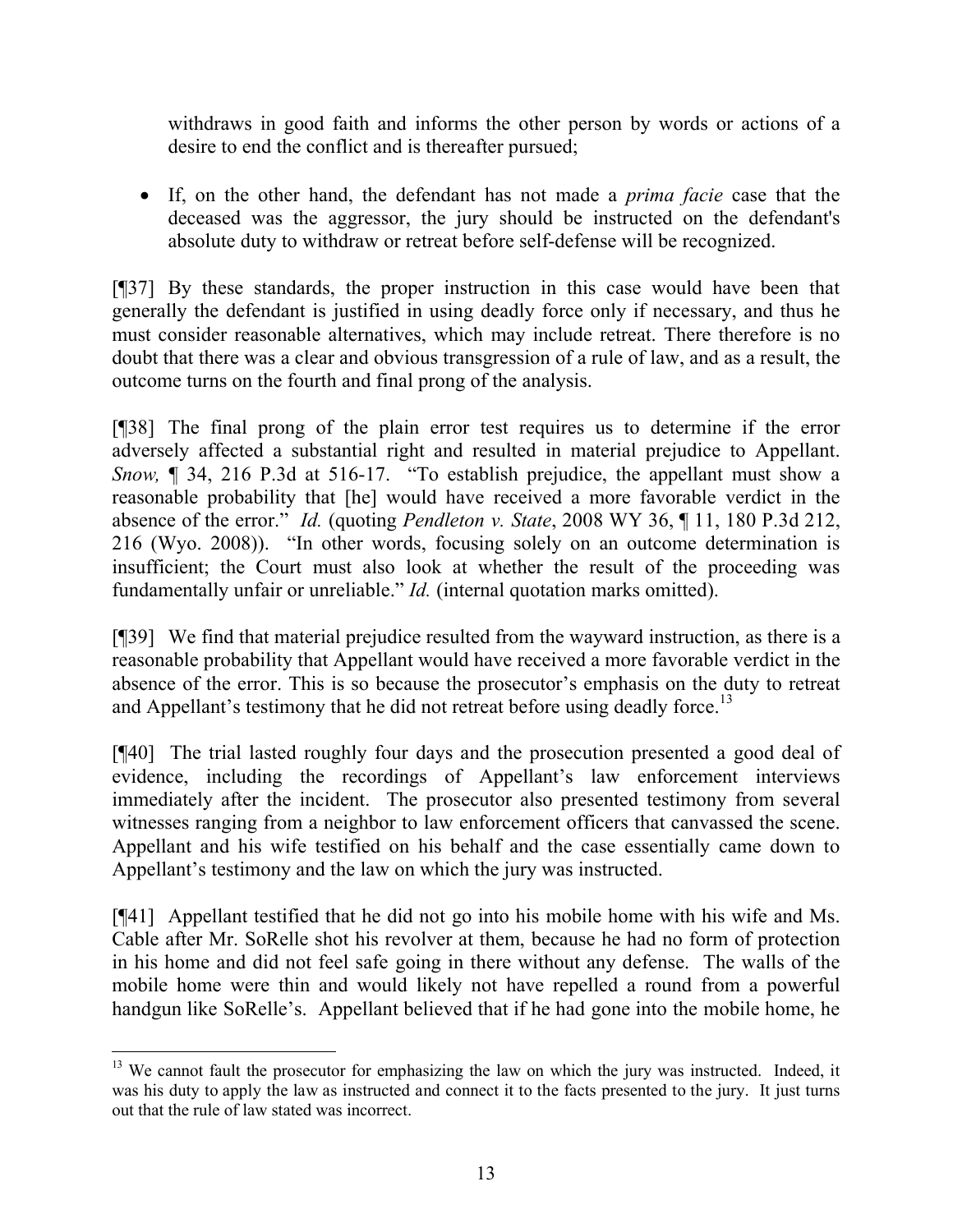withdraws in good faith and informs the other person by words or actions of a desire to end the conflict and is thereafter pursued;

- If, on the other hand, the defendant has not made a *prima facie* case that the deceased was the aggressor, the jury should be instructed on the defendant's absolute duty to withdraw or retreat before self-defense will be recognized.

[¶37] By these standards, the proper instruction in this case would have been that generally the defendant is justified in using deadly force only if necessary, and thus he must consider reasonable alternatives, which may include retreat. There therefore is no doubt that there was a clear and obvious transgression of a rule of law, and as a result, the outcome turns on the fourth and final prong of the analysis.

[¶38] The final prong of the plain error test requires us to determine if the error adversely affected a substantial right and resulted in material prejudice to Appellant. *Snow,* ¶ 34, 216 P.3d at 516-17. "To establish prejudice, the appellant must show a reasonable probability that [he] would have received a more favorable verdict in the absence of the error." *Id.* (quoting *Pendleton v. State*, 2008 WY 36, ¶ 11, 180 P.3d 212, 216 (Wyo. 2008)). "In other words, focusing solely on an outcome determination is insufficient; the Court must also look at whether the result of the proceeding was fundamentally unfair or unreliable." *Id.* (internal quotation marks omitted).

[¶39] We find that material prejudice resulted from the wayward instruction, as there is a reasonable probability that Appellant would have received a more favorable verdict in the absence of the error. This is so because the prosecutor's emphasis on the duty to retreat and Appellant's testimony that he did not retreat before using deadly force.[13]

[¶40] The trial lasted roughly four days and the prosecution presented a good deal of evidence, including the recordings of Appellant's law enforcement interviews immediately after the incident. The prosecutor also presented testimony from several witnesses ranging from a neighbor to law enforcement officers that canvassed the scene. Appellant and his wife testified on his behalf and the case essentially came down to Appellant's testimony and the law on which the jury was instructed.

[¶41] Appellant testified that he did not go into his mobile home with his wife and Ms. Cable after Mr. SoRelle shot his revolver at them, because he had no form of protection in his home and did not feel safe going in there without any defense. The walls of the mobile home were thin and would likely not have repelled a round from a powerful handgun like SoRelle's. Appellant believed that if he had gone into the mobile home, he

[13] We cannot fault the prosecutor for emphasizing the law on which the jury was instructed. Indeed, it was his duty to apply the law as instructed and connect it to the facts presented to the jury. It just turns out that the rule of law stated was incorrect.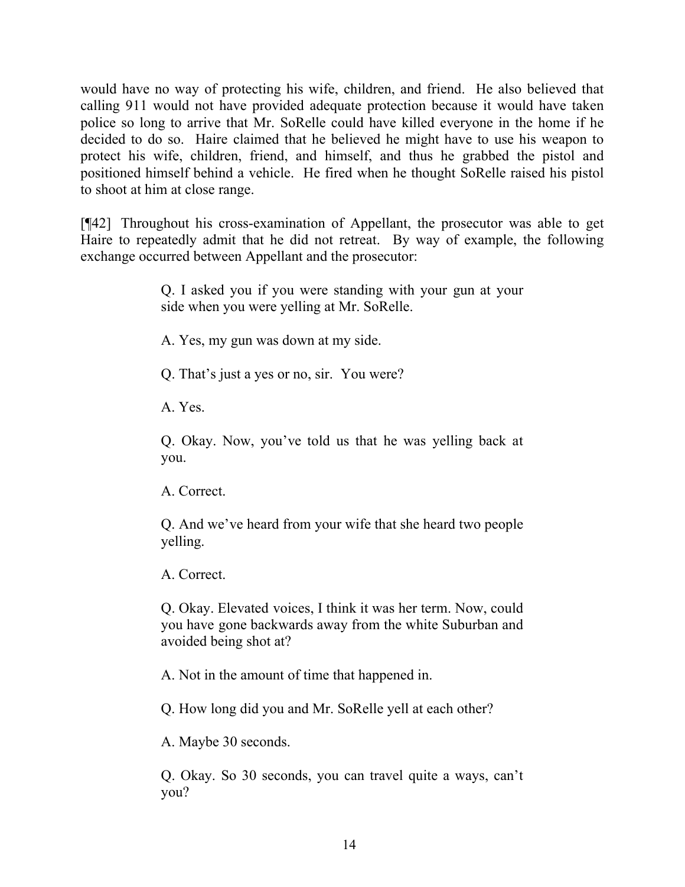would have no way of protecting his wife, children, and friend. He also believed that calling 911 would not have provided adequate protection because it would have taken police so long to arrive that Mr. SoRelle could have killed everyone in the home if he decided to do so. Haire claimed that he believed he might have to use his weapon to protect his wife, children, friend, and himself, and thus he grabbed the pistol and positioned himself behind a vehicle. He fired when he thought SoRelle raised his pistol to shoot at him at close range.

[¶42] Throughout his cross-examination of Appellant, the prosecutor was able to get Haire to repeatedly admit that he did not retreat. By way of example, the following exchange occurred between Appellant and the prosecutor:

> Q. I asked you if you were standing with your gun at your side when you were yelling at Mr. SoRelle.
>
> A. Yes, my gun was down at my side.
>
> Q. That's just a yes or no, sir. You were?
>
> A. Yes.
>
> Q. Okay. Now, you've told us that he was yelling back at you.
>
> A. Correct.
>
> Q. And we've heard from your wife that she heard two people yelling.
>
> A. Correct.
>
> Q. Okay. Elevated voices, I think it was her term. Now, could you have gone backwards away from the white Suburban and avoided being shot at?
>
> A. Not in the amount of time that happened in.
>
> Q. How long did you and Mr. SoRelle yell at each other?
>
> A. Maybe 30 seconds.
>
> Q. Okay. So 30 seconds, you can travel quite a ways, can't you?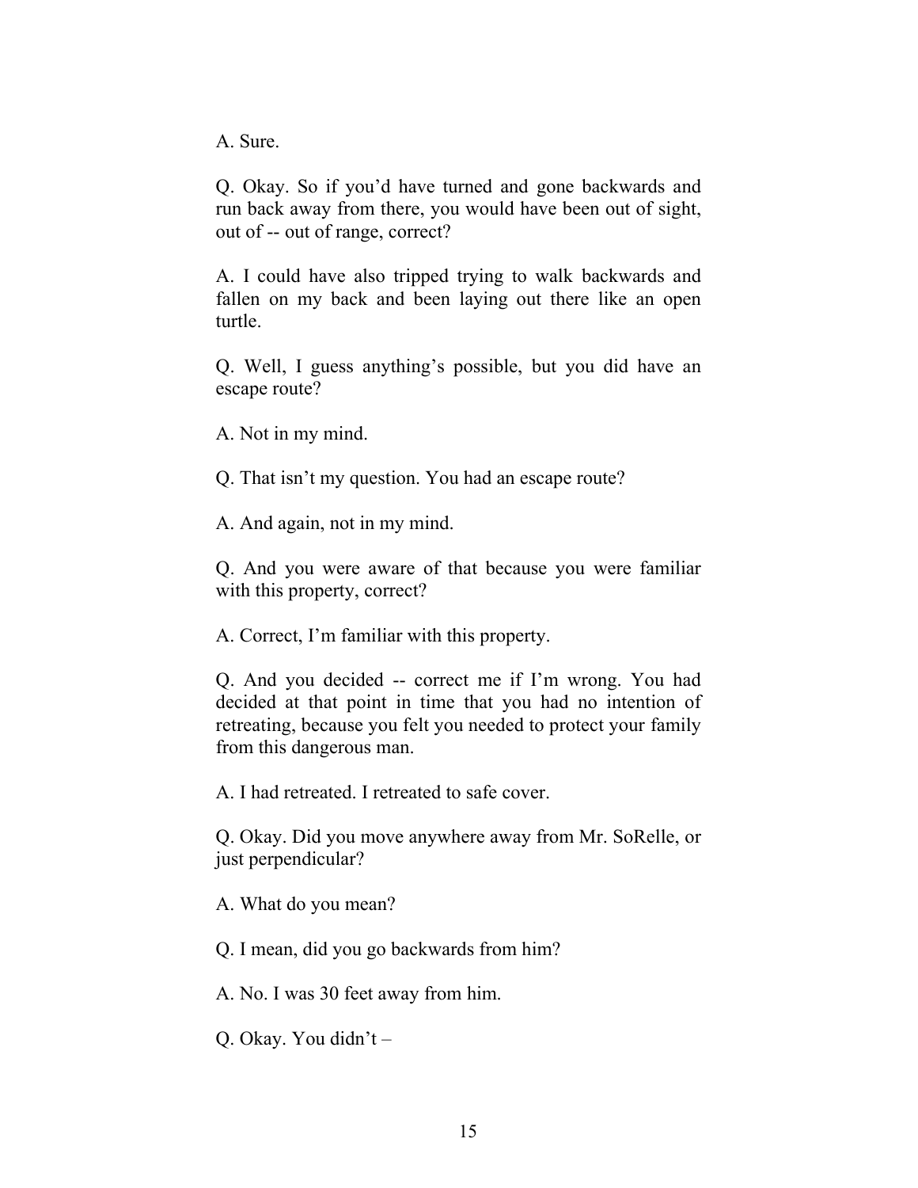A. Sure.

Q. Okay. So if you’d have turned and gone backwards and run back away from there, you would have been out of sight, out of -- out of range, correct?

A. I could have also tripped trying to walk backwards and fallen on my back and been laying out there like an open turtle.

Q. Well, I guess anything’s possible, but you did have an escape route?

A. Not in my mind.

Q. That isn’t my question. You had an escape route?

A. And again, not in my mind.

Q. And you were aware of that because you were familiar with this property, correct?

A. Correct, I’m familiar with this property.

Q. And you decided -- correct me if I’m wrong. You had decided at that point in time that you had no intention of retreating, because you felt you needed to protect your family from this dangerous man.

A. I had retreated. I retreated to safe cover.

Q. Okay. Did you move anywhere away from Mr. SoRelle, or just perpendicular?

A. What do you mean?

Q. I mean, did you go backwards from him?

A. No. I was 30 feet away from him.

Q. Okay. You didn’t –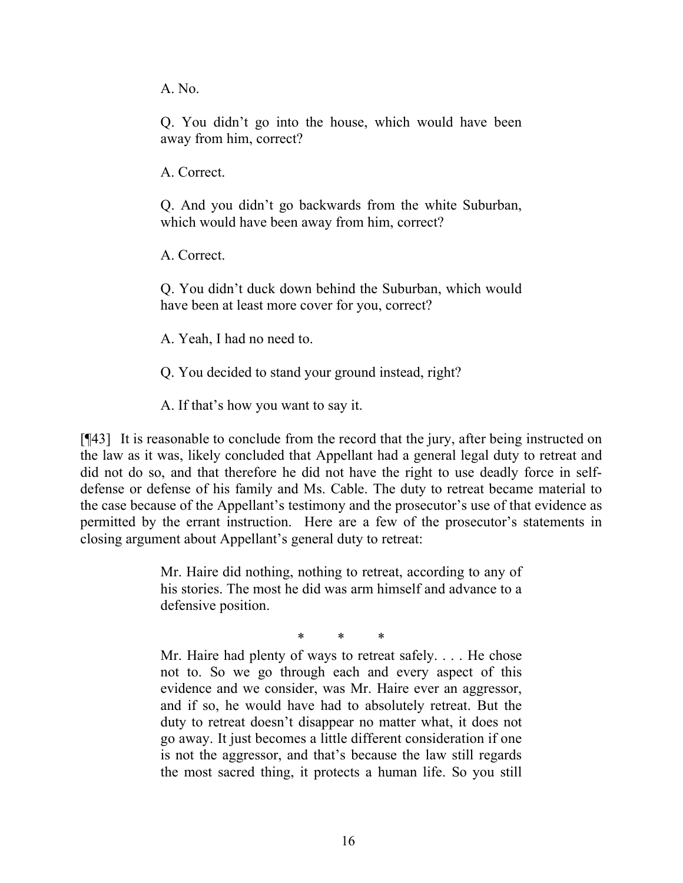> A. No.
>
> Q. You didn't go into the house, which would have been away from him, correct?
>
> A. Correct.
>
> Q. And you didn't go backwards from the white Suburban, which would have been away from him, correct?
>
> A. Correct.
>
> Q. You didn't duck down behind the Suburban, which would have been at least more cover for you, correct?
>
> A. Yeah, I had no need to.
>
> Q. You decided to stand your ground instead, right?
>
> A. If that's how you want to say it.

[¶43] It is reasonable to conclude from the record that the jury, after being instructed on the law as it was, likely concluded that Appellant had a general legal duty to retreat and did not do so, and that therefore he did not have the right to use deadly force in self-defense or defense of his family and Ms. Cable. The duty to retreat became material to the case because of the Appellant's testimony and the prosecutor's use of that evidence as permitted by the errant instruction. Here are a few of the prosecutor's statements in closing argument about Appellant's general duty to retreat:

> Mr. Haire did nothing, nothing to retreat, according to any of his stories. The most he did was arm himself and advance to a defensive position.
>
> \* \* \*
>
> Mr. Haire had plenty of ways to retreat safely. . . . He chose not to. So we go through each and every aspect of this evidence and we consider, was Mr. Haire ever an aggressor, and if so, he would have had to absolutely retreat. But the duty to retreat doesn't disappear no matter what, it does not go away. It just becomes a little different consideration if one is not the aggressor, and that's because the law still regards the most sacred thing, it protects a human life. So you still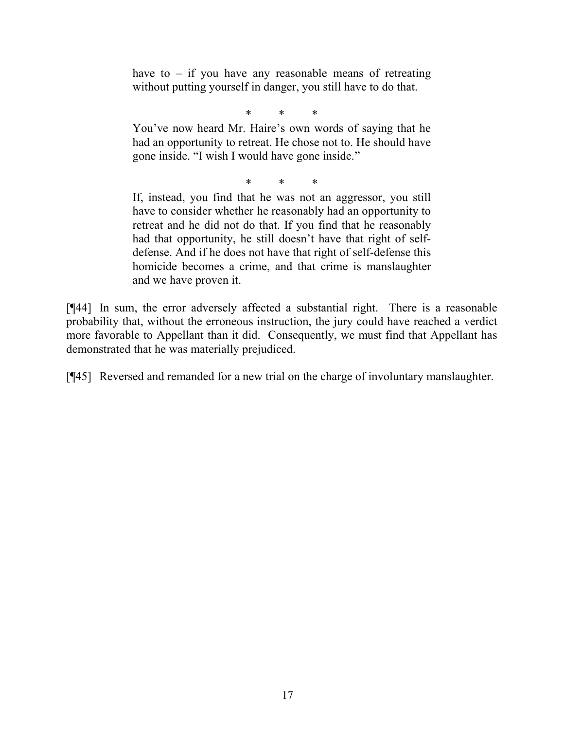> have to – if you have any reasonable means of retreating without putting yourself in danger, you still have to do that.
>
> \* \* \*
>
> You've now heard Mr. Haire's own words of saying that he had an opportunity to retreat. He chose not to. He should have gone inside. "I wish I would have gone inside."
>
> \* \* \*
>
> If, instead, you find that he was not an aggressor, you still have to consider whether he reasonably had an opportunity to retreat and he did not do that. If you find that he reasonably had that opportunity, he still doesn't have that right of self-defense. And if he does not have that right of self-defense this homicide becomes a crime, and that crime is manslaughter and we have proven it.

[¶44] In sum, the error adversely affected a substantial right. There is a reasonable probability that, without the erroneous instruction, the jury could have reached a verdict more favorable to Appellant than it did. Consequently, we must find that Appellant has demonstrated that he was materially prejudiced.

[¶45] Reversed and remanded for a new trial on the charge of involuntary manslaughter.